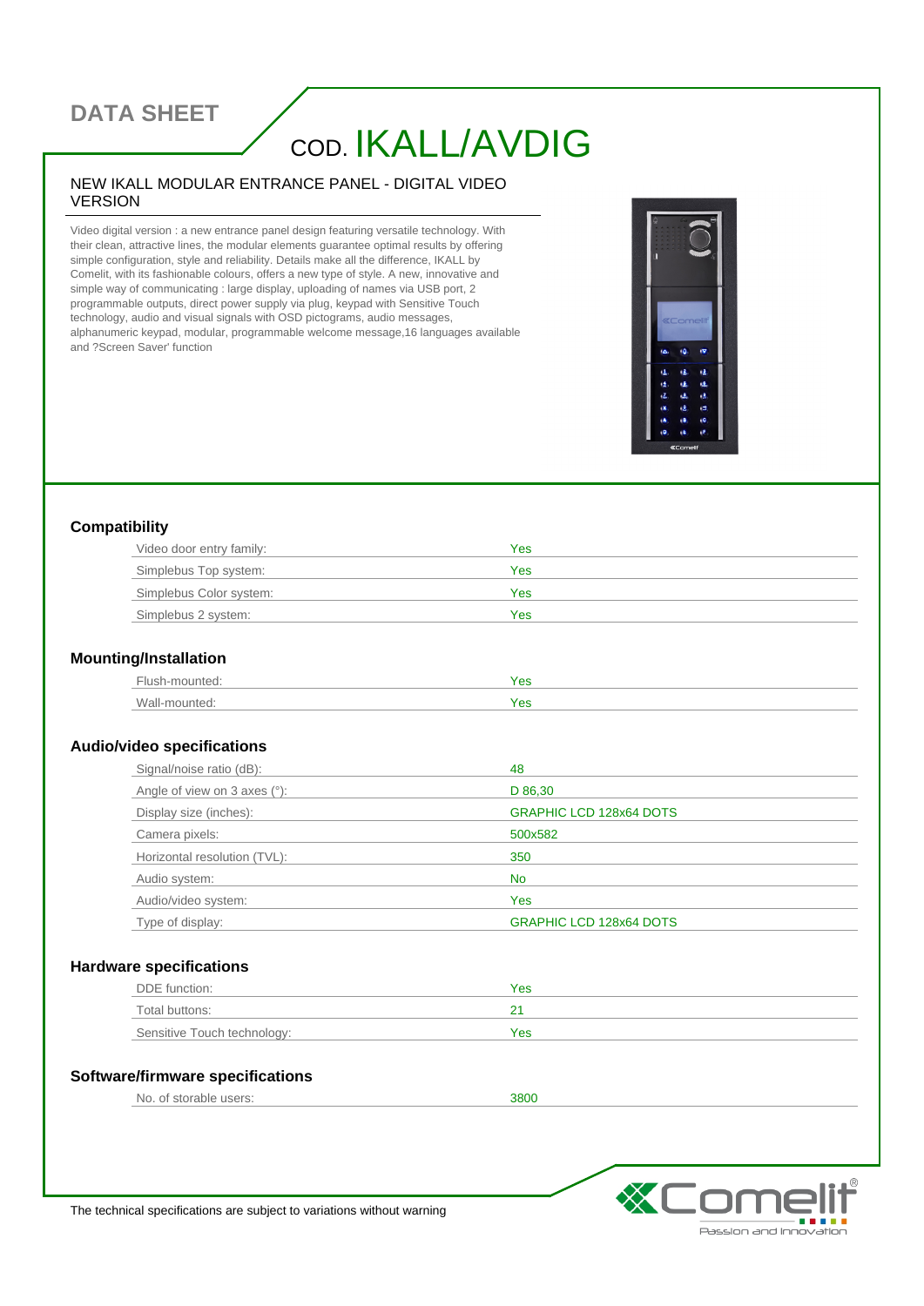# DATA SHEET

# COD. IKALL/AVDIG

## NEW IKALL MODULAR ENTRANCE PANEL - DIGITAL VIDEO VERSION

Video digital version : a new entrance panel design featuring versatile technology. With their clean, attractive lines, the modular elements guarantee optimal results by offering simple configuration, style and reliability. Details make all the difference, IKALL by Comelit, with its fashionable colours, offers a new type of style. A new, innovative and simple way of communicating : large display, uploading of names via USB port, 2 programmable outputs, direct power supply via plug, keypad with Sensitive Touch technology, audio and visual signals with OSD pictograms, audio messages, alphanumeric keypad, modular, programmable welcome message,16 languages available and ?Screen Saver' function

### Compatibility

| | |
|---|---|
| Video door entry family: | Yes |
| Simplebus Top system: | Yes |
| Simplebus Color system: | Yes |
| Simplebus 2 system: | Yes |

### Mounting/Installation

| | |
|---|---|
| Flush-mounted: | Yes |
| Wall-mounted: | Yes |

### Audio/video specifications

| | |
|---|---|
| Signal/noise ratio (dB): | 48 |
| Angle of view on 3 axes (°): | D 86,30 |
| Display size (inches): | GRAPHIC LCD 128x64 DOTS |
| Camera pixels: | 500x582 |
| Horizontal resolution (TVL): | 350 |
| Audio system: | No |
| Audio/video system: | Yes |
| Type of display: | GRAPHIC LCD 128x64 DOTS |

### Hardware specifications

| | |
|---|---|
| DDE function: | Yes |
| Total buttons: | 21 |
| Sensitive Touch technology: | Yes |

### Software/firmware specifications

| | |
|---|---|
| No. of storable users: | 3800 |

The technical specifications are subject to variations without warning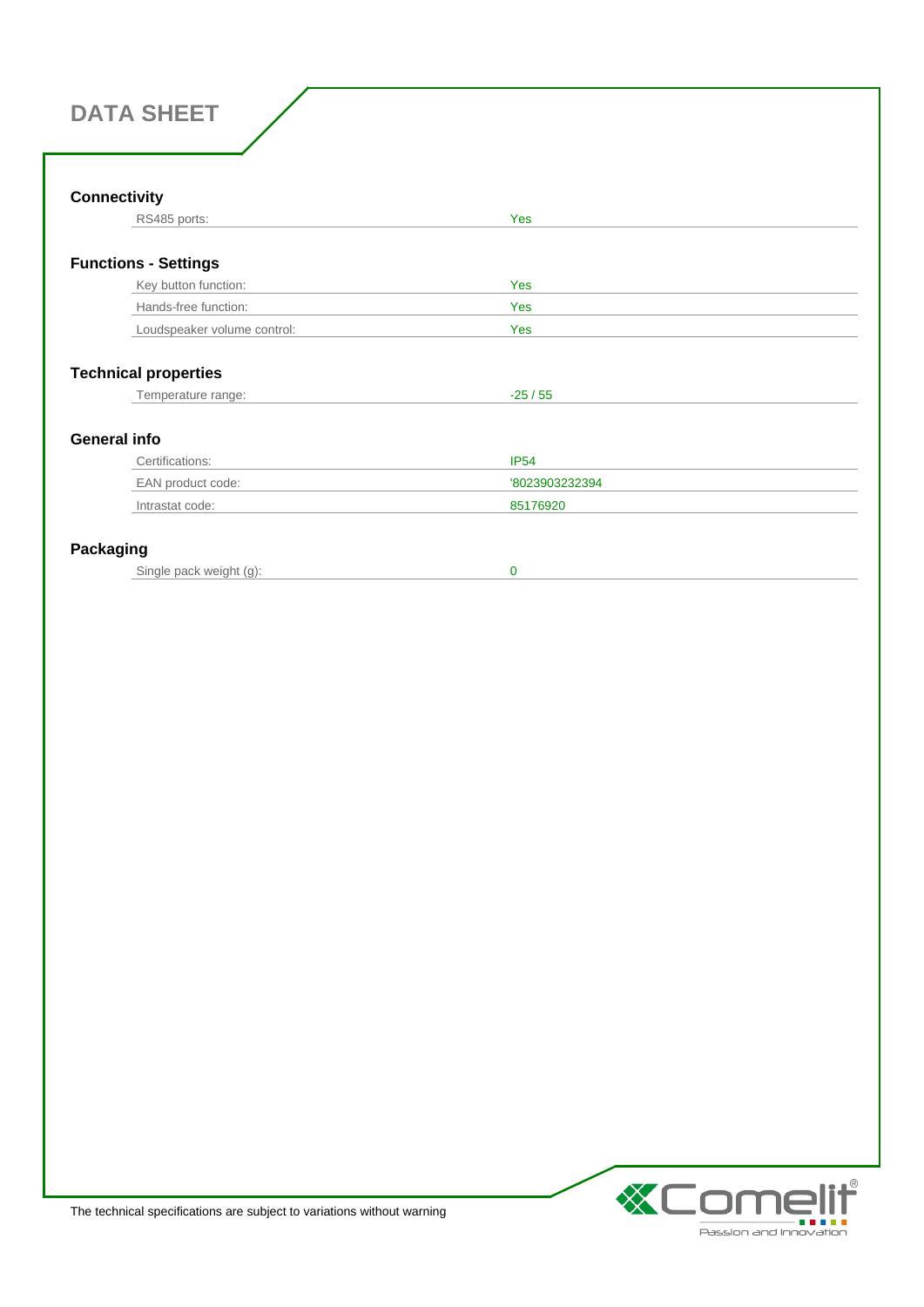# DATA SHEET

## Connectivity

| | |
|---|---|
| RS485 ports: | Yes |

## Functions - Settings

| | |
|---|---|
| Key button function: | Yes |
| Hands-free function: | Yes |
| Loudspeaker volume control: | Yes |

## Technical properties

| | |
|---|---|
| Temperature range: | -25 / 55 |

## General info

| | |
|---|---|
| Certifications: | IP54 |
| EAN product code: | '8023903232394 |
| Intrastat code: | 85176920 |

## Packaging

| | |
|---|---|
| Single pack weight (g): | 0 |

The technical specifications are subject to variations without warning

Comelit® Passion and Innovation